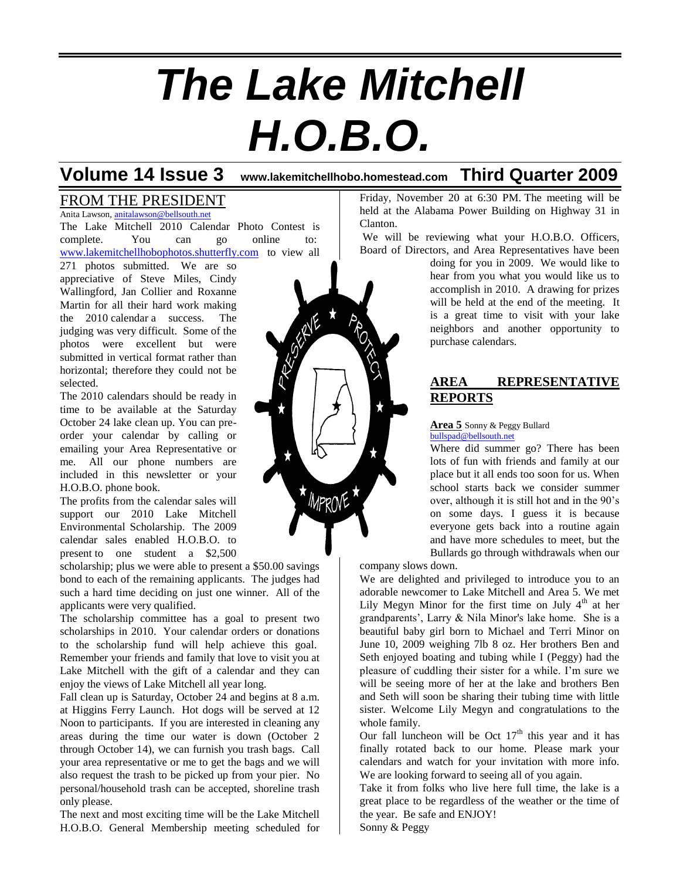# The Lake Mitchell H.O.B.O.

**Volume 14 Issue 3** **www.lakemitchellhobo.homestead.com** **Third Quarter 2009**

## FROM THE PRESIDENT

Anita Lawson, anitalawson@bellsouth.net

The Lake Mitchell 2010 Calendar Photo Contest is complete. You can go online to: www.lakemitchellhobophotos.shutterfly.com to view all 271 photos submitted. We are so appreciative of Steve Miles, Cindy Wallingford, Jan Collier and Roxanne Martin for all their hard work making the 2010 calendar a success. The judging was very difficult. Some of the photos were excellent but were submitted in vertical format rather than horizontal; therefore they could not be selected.

The 2010 calendars should be ready in time to be available at the Saturday October 24 lake clean up. You can pre-order your calendar by calling or emailing your Area Representative or me. All our phone numbers are included in this newsletter or your H.O.B.O. phone book.

The profits from the calendar sales will support our 2010 Lake Mitchell Environmental Scholarship. The 2009 calendar sales enabled H.O.B.O. to present to one student a $2,500 scholarship; plus we were able to present a $50.00 savings bond to each of the remaining applicants. The judges had such a hard time deciding on just one winner. All of the applicants were very qualified.

The scholarship committee has a goal to present two scholarships in 2010. Your calendar orders or donations to the scholarship fund will help achieve this goal. Remember your friends and family that love to visit you at Lake Mitchell with the gift of a calendar and they can enjoy the views of Lake Mitchell all year long.

Fall clean up is Saturday, October 24 and begins at 8 a.m. at Higgins Ferry Launch. Hot dogs will be served at 12 Noon to participants. If you are interested in cleaning any areas during the time our water is down (October 2 through October 14), we can furnish you trash bags. Call your area representative or me to get the bags and we will also request the trash to be picked up from your pier. No personal/household trash can be accepted, shoreline trash only please.

The next and most exciting time will be the Lake Mitchell H.O.B.O. General Membership meeting scheduled for Friday, November 20 at 6:30 PM. The meeting will be held at the Alabama Power Building on Highway 31 in Clanton.

We will be reviewing what your H.O.B.O. Officers, Board of Directors, and Area Representatives have been doing for you in 2009. We would like to hear from you what you would like us to accomplish in 2010. A drawing for prizes will be held at the end of the meeting. It is a great time to visit with your lake neighbors and another opportunity to purchase calendars.

## AREA REPRESENTATIVE REPORTS

**Area 5** Sonny & Peggy Bullard
bullspad@bellsouth.net

Where did summer go? There has been lots of fun with friends and family at our place but it all ends too soon for us. When school starts back we consider summer over, although it is still hot and in the 90's on some days. I guess it is because everyone gets back into a routine again and have more schedules to meet, but the Bullards go through withdrawals when our company slows down.

We are delighted and privileged to introduce you to an adorable newcomer to Lake Mitchell and Area 5. We met Lily Megyn Minor for the first time on July 4th at her grandparents', Larry & Nila Minor's lake home. She is a beautiful baby girl born to Michael and Terri Minor on June 10, 2009 weighing 7lb 8 oz. Her brothers Ben and Seth enjoyed boating and tubing while I (Peggy) had the pleasure of cuddling their sister for a while. I'm sure we will be seeing more of her at the lake and brothers Ben and Seth will soon be sharing their tubing time with little sister. Welcome Lily Megyn and congratulations to the whole family.

Our fall luncheon will be Oct 17th this year and it has finally rotated back to our home. Please mark your calendars and watch for your invitation with more info. We are looking forward to seeing all of you again.

Take it from folks who live here full time, the lake is a great place to be regardless of the weather or the time of the year. Be safe and ENJOY!

Sonny & Peggy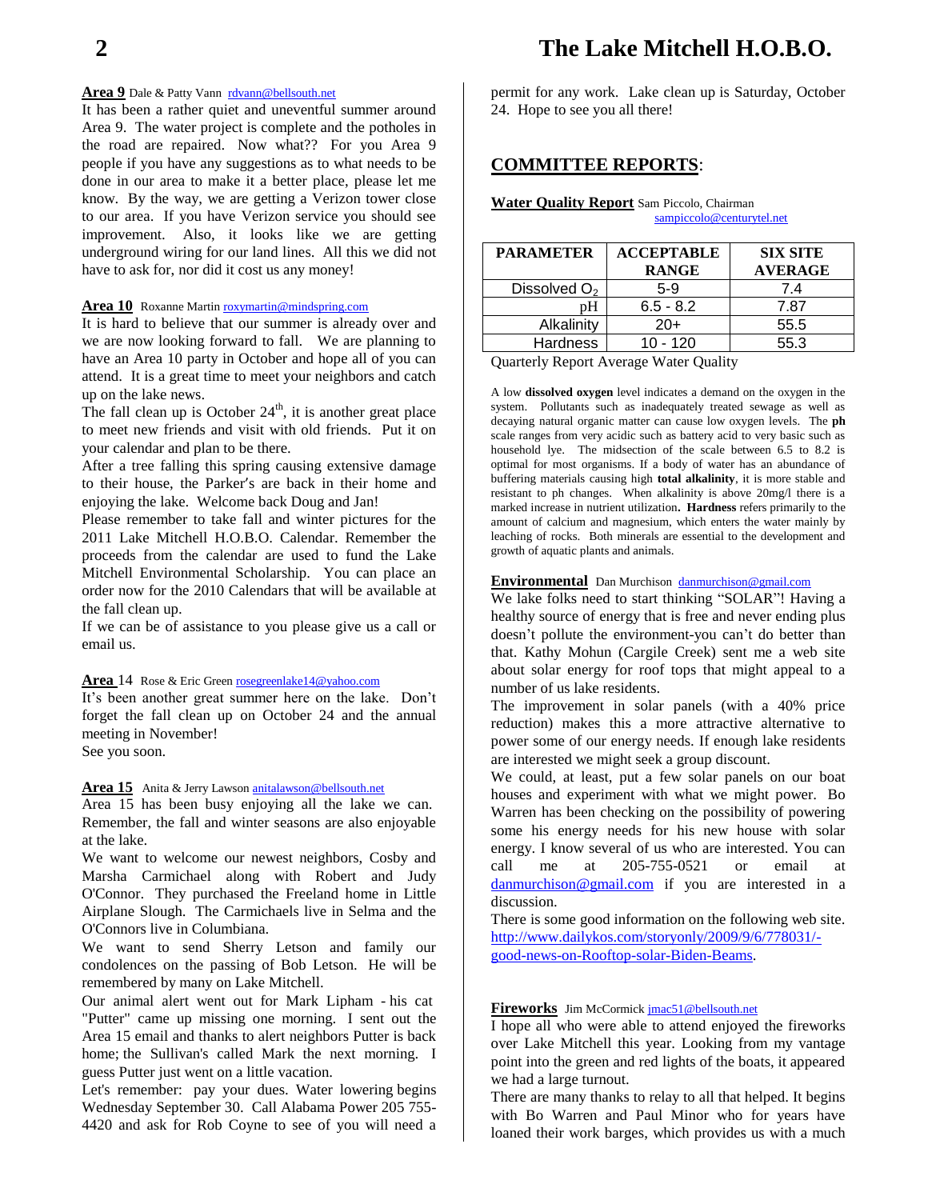**Area 9** Dale & Patty Vann rdvann@bellsouth.net

It has been a rather quiet and uneventful summer around Area 9. The water project is complete and the potholes in the road are repaired. Now what?? For you Area 9 people if you have any suggestions as to what needs to be done in our area to make it a better place, please let me know. By the way, we are getting a Verizon tower close to our area. If you have Verizon service you should see improvement. Also, it looks like we are getting underground wiring for our land lines. All this we did not have to ask for, nor did it cost us any money!

**Area 10** Roxanne Martin roxymartin@mindspring.com

It is hard to believe that our summer is already over and we are now looking forward to fall. We are planning to have an Area 10 party in October and hope all of you can attend. It is a great time to meet your neighbors and catch up on the lake news.

The fall clean up is October 24th, it is another great place to meet new friends and visit with old friends. Put it on your calendar and plan to be there.

After a tree falling this spring causing extensive damage to their house, the Parker's are back in their home and enjoying the lake. Welcome back Doug and Jan!

Please remember to take fall and winter pictures for the 2011 Lake Mitchell H.O.B.O. Calendar. Remember the proceeds from the calendar are used to fund the Lake Mitchell Environmental Scholarship. You can place an order now for the 2010 Calendars that will be available at the fall clean up.

If we can be of assistance to you please give us a call or email us.

**Area** 14 Rose & Eric Green rosegreenlake14@yahoo.com

It's been another great summer here on the lake. Don't forget the fall clean up on October 24 and the annual meeting in November!

See you soon.

**Area 15** Anita & Jerry Lawson anitalawson@bellsouth.net

Area 15 has been busy enjoying all the lake we can. Remember, the fall and winter seasons are also enjoyable at the lake.

We want to welcome our newest neighbors, Cosby and Marsha Carmichael along with Robert and Judy O'Connor. They purchased the Freeland home in Little Airplane Slough. The Carmichaels live in Selma and the O'Connors live in Columbiana.

We want to send Sherry Letson and family our condolences on the passing of Bob Letson. He will be remembered by many on Lake Mitchell.

Our animal alert went out for Mark Lipham - his cat "Putter" came up missing one morning. I sent out the Area 15 email and thanks to alert neighbors Putter is back home; the Sullivan's called Mark the next morning. I guess Putter just went on a little vacation.

Let's remember: pay your dues. Water lowering begins Wednesday September 30. Call Alabama Power 205 755-4420 and ask for Rob Coyne to see of you will need a permit for any work. Lake clean up is Saturday, October 24. Hope to see you all there!

## COMMITTEE REPORTS:

**Water Quality Report** Sam Piccolo, Chairman sampiccolo@centurytel.net

| PARAMETER | ACCEPTABLE RANGE | SIX SITE AVERAGE |
|---|---|---|
| Dissolved $O_2$ | 5-9 | 7.4 |
| pH | 6.5 - 8.2 | 7.87 |
| Alkalinity | 20+ | 55.5 |
| Hardness | 10 - 120 | 55.3 |

Quarterly Report Average Water Quality

A low **dissolved oxygen** level indicates a demand on the oxygen in the system. Pollutants such as inadequately treated sewage as well as decaying natural organic matter can cause low oxygen levels. The **ph** scale ranges from very acidic such as battery acid to very basic such as household lye. The midsection of the scale between 6.5 to 8.2 is optimal for most organisms. If a body of water has an abundance of buffering materials causing high **total alkalinity**, it is more stable and resistant to ph changes. When alkalinity is above 20mg/l there is a marked increase in nutrient utilization**. Hardness** refers primarily to the amount of calcium and magnesium, which enters the water mainly by leaching of rocks. Both minerals are essential to the development and growth of aquatic plants and animals.

**Environmental** Dan Murchison danmurchison@gmail.com

We lake folks need to start thinking "SOLAR"! Having a healthy source of energy that is free and never ending plus doesn't pollute the environment-you can't do better than that. Kathy Mohun (Cargile Creek) sent me a web site about solar energy for roof tops that might appeal to a number of us lake residents.

The improvement in solar panels (with a 40% price reduction) makes this a more attractive alternative to power some of our energy needs. If enough lake residents are interested we might seek a group discount.

We could, at least, put a few solar panels on our boat houses and experiment with what we might power. Bo Warren has been checking on the possibility of powering some his energy needs for his new house with solar energy. I know several of us who are interested. You can call me at 205-755-0521 or email at danmurchison@gmail.com if you are interested in a discussion.

There is some good information on the following web site. http://www.dailykos.com/storyonly/2009/9/6/778031/-good-news-on-Rooftop-solar-Biden-Beams.

**Fireworks** Jim McCormick jmac51@bellsouth.net

I hope all who were able to attend enjoyed the fireworks over Lake Mitchell this year. Looking from my vantage point into the green and red lights of the boats, it appeared we had a large turnout.

There are many thanks to relay to all that helped. It begins with Bo Warren and Paul Minor who for years have loaned their work barges, which provides us with a much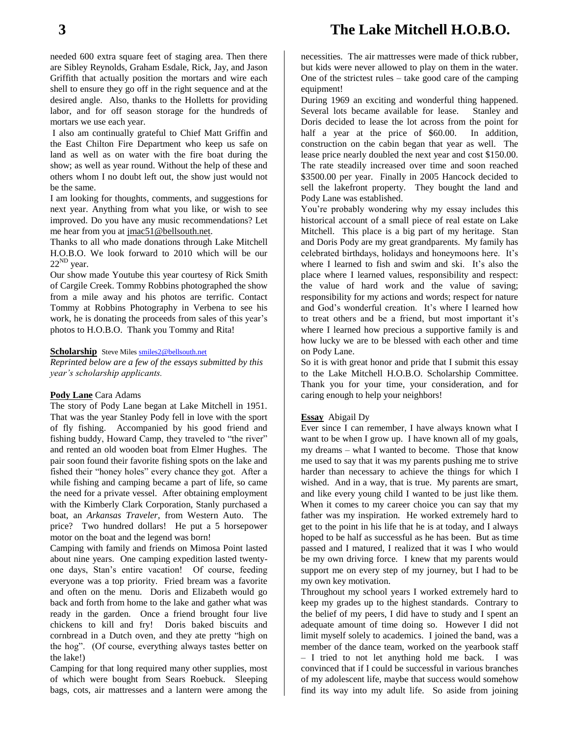needed 600 extra square feet of staging area. Then there are Sibley Reynolds, Graham Esdale, Rick, Jay, and Jason Griffith that actually position the mortars and wire each shell to ensure they go off in the right sequence and at the desired angle. Also, thanks to the Holletts for providing labor, and for off season storage for the hundreds of mortars we use each year.

I also am continually grateful to Chief Matt Griffin and the East Chilton Fire Department who keep us safe on land as well as on water with the fire boat during the show; as well as year round. Without the help of these and others whom I no doubt left out, the show just would not be the same.

I am looking for thoughts, comments, and suggestions for next year. Anything from what you like, or wish to see improved. Do you have any music recommendations? Let me hear from you at jmac51@bellsouth.net.

Thanks to all who made donations through Lake Mitchell H.O.B.O. We look forward to 2010 which will be our 22ND year.

Our show made Youtube this year courtesy of Rick Smith of Cargile Creek. Tommy Robbins photographed the show from a mile away and his photos are terrific. Contact Tommy at Robbins Photography in Verbena to see his work, he is donating the proceeds from sales of this year's photos to H.O.B.O. Thank you Tommy and Rita!

**Scholarship** Steve Miles smiles2@bellsouth.net

*Reprinted below are a few of the essays submitted by this year's scholarship applicants.*

**Pody Lane** Cara Adams

The story of Pody Lane began at Lake Mitchell in 1951. That was the year Stanley Pody fell in love with the sport of fly fishing. Accompanied by his good friend and fishing buddy, Howard Camp, they traveled to "the river" and rented an old wooden boat from Elmer Hughes. The pair soon found their favorite fishing spots on the lake and fished their "honey holes" every chance they got. After a while fishing and camping became a part of life, so came the need for a private vessel. After obtaining employment with the Kimberly Clark Corporation, Stanly purchased a boat, an *Arkansas Traveler*, from Western Auto. The price? Two hundred dollars! He put a 5 horsepower motor on the boat and the legend was born!

Camping with family and friends on Mimosa Point lasted about nine years. One camping expedition lasted twenty-one days, Stan's entire vacation! Of course, feeding everyone was a top priority. Fried bream was a favorite and often on the menu. Doris and Elizabeth would go back and forth from home to the lake and gather what was ready in the garden. Once a friend brought four live chickens to kill and fry! Doris baked biscuits and cornbread in a Dutch oven, and they ate pretty "high on the hog". (Of course, everything always tastes better on the lake!)

Camping for that long required many other supplies, most of which were bought from Sears Roebuck. Sleeping bags, cots, air mattresses and a lantern were among the necessities. The air mattresses were made of thick rubber, but kids were never allowed to play on them in the water. One of the strictest rules – take good care of the camping equipment!

During 1969 an exciting and wonderful thing happened. Several lots became available for lease. Stanley and Doris decided to lease the lot across from the point for half a year at the price of $60.00. In addition, construction on the cabin began that year as well. The lease price nearly doubled the next year and cost $150.00. The rate steadily increased over time and soon reached $3500.00 per year. Finally in 2005 Hancock decided to sell the lakefront property. They bought the land and Pody Lane was established.

You're probably wondering why my essay includes this historical account of a small piece of real estate on Lake Mitchell. This place is a big part of my heritage. Stan and Doris Pody are my great grandparents. My family has celebrated birthdays, holidays and honeymoons here. It's where I learned to fish and swim and ski. It's also the place where I learned values, responsibility and respect: the value of hard work and the value of saving; responsibility for my actions and words; respect for nature and God's wonderful creation. It's where I learned how to treat others and be a friend, but most important it's where I learned how precious a supportive family is and how lucky we are to be blessed with each other and time on Pody Lane.

So it is with great honor and pride that I submit this essay to the Lake Mitchell H.O.B.O. Scholarship Committee. Thank you for your time, your consideration, and for caring enough to help your neighbors!

**Essay** Abigail Dy

Ever since I can remember, I have always known what I want to be when I grow up. I have known all of my goals, my dreams – what I wanted to become. Those that know me used to say that it was my parents pushing me to strive harder than necessary to achieve the things for which I wished. And in a way, that is true. My parents are smart, and like every young child I wanted to be just like them. When it comes to my career choice you can say that my father was my inspiration. He worked extremely hard to get to the point in his life that he is at today, and I always hoped to be half as successful as he has been. But as time passed and I matured, I realized that it was I who would be my own driving force. I knew that my parents would support me on every step of my journey, but I had to be my own key motivation.

Throughout my school years I worked extremely hard to keep my grades up to the highest standards. Contrary to the belief of my peers, I did have to study and I spent an adequate amount of time doing so. However I did not limit myself solely to academics. I joined the band, was a member of the dance team, worked on the yearbook staff – I tried to not let anything hold me back. I was convinced that if I could be successful in various branches of my adolescent life, maybe that success would somehow find its way into my adult life. So aside from joining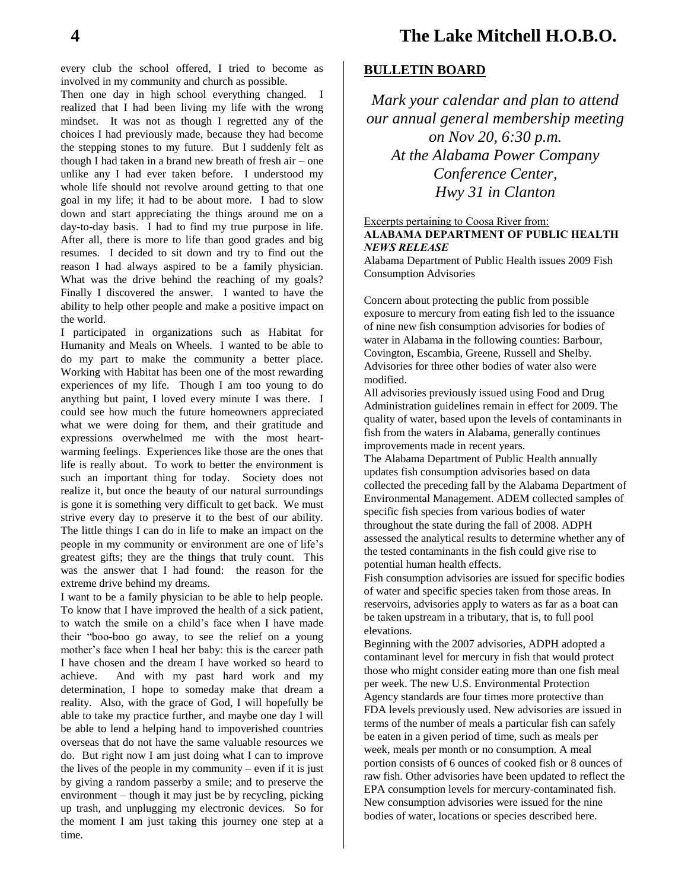every club the school offered, I tried to become as involved in my community and church as possible.

Then one day in high school everything changed. I realized that I had been living my life with the wrong mindset. It was not as though I regretted any of the choices I had previously made, because they had become the stepping stones to my future. But I suddenly felt as though I had taken in a brand new breath of fresh air – one unlike any I had ever taken before. I understood my whole life should not revolve around getting to that one goal in my life; it had to be about more. I had to slow down and start appreciating the things around me on a day-to-day basis. I had to find my true purpose in life. After all, there is more to life than good grades and big resumes. I decided to sit down and try to find out the reason I had always aspired to be a family physician. What was the drive behind the reaching of my goals? Finally I discovered the answer. I wanted to have the ability to help other people and make a positive impact on the world.

I participated in organizations such as Habitat for Humanity and Meals on Wheels. I wanted to be able to do my part to make the community a better place. Working with Habitat has been one of the most rewarding experiences of my life. Though I am too young to do anything but paint, I loved every minute I was there. I could see how much the future homeowners appreciated what we were doing for them, and their gratitude and expressions overwhelmed me with the most heart-warming feelings. Experiences like those are the ones that life is really about. To work to better the environment is such an important thing for today. Society does not realize it, but once the beauty of our natural surroundings is gone it is something very difficult to get back. We must strive every day to preserve it to the best of our ability. The little things I can do in life to make an impact on the people in my community or environment are one of life's greatest gifts; they are the things that truly count. This was the answer that I had found: the reason for the extreme drive behind my dreams.

I want to be a family physician to be able to help people. To know that I have improved the health of a sick patient, to watch the smile on a child's face when I have made their "boo-boo go away, to see the relief on a young mother's face when I heal her baby: this is the career path I have chosen and the dream I have worked so heard to achieve. And with my past hard work and my determination, I hope to someday make that dream a reality. Also, with the grace of God, I will hopefully be able to take my practice further, and maybe one day I will be able to lend a helping hand to impoverished countries overseas that do not have the same valuable resources we do. But right now I am just doing what I can to improve the lives of the people in my community – even if it is just by giving a random passerby a smile; and to preserve the environment – though it may just be by recycling, picking up trash, and unplugging my electronic devices. So for the moment I am just taking this journey one step at a time.

## BULLETIN BOARD

*Mark your calendar and plan to attend our annual general membership meeting on Nov 20, 6:30 p.m. At the Alabama Power Company Conference Center, Hwy 31 in Clanton*

Excerpts pertaining to Coosa River from:
**ALABAMA DEPARTMENT OF PUBLIC HEALTH**
***NEWS RELEASE***
Alabama Department of Public Health issues 2009 Fish Consumption Advisories

Concern about protecting the public from possible exposure to mercury from eating fish led to the issuance of nine new fish consumption advisories for bodies of water in Alabama in the following counties: Barbour, Covington, Escambia, Greene, Russell and Shelby. Advisories for three other bodies of water also were modified.

All advisories previously issued using Food and Drug Administration guidelines remain in effect for 2009. The quality of water, based upon the levels of contaminants in fish from the waters in Alabama, generally continues improvements made in recent years.

The Alabama Department of Public Health annually updates fish consumption advisories based on data collected the preceding fall by the Alabama Department of Environmental Management. ADEM collected samples of specific fish species from various bodies of water throughout the state during the fall of 2008. ADPH assessed the analytical results to determine whether any of the tested contaminants in the fish could give rise to potential human health effects.

Fish consumption advisories are issued for specific bodies of water and specific species taken from those areas. In reservoirs, advisories apply to waters as far as a boat can be taken upstream in a tributary, that is, to full pool elevations.

Beginning with the 2007 advisories, ADPH adopted a contaminant level for mercury in fish that would protect those who might consider eating more than one fish meal per week. The new U.S. Environmental Protection Agency standards are four times more protective than FDA levels previously used. New advisories are issued in terms of the number of meals a particular fish can safely be eaten in a given period of time, such as meals per week, meals per month or no consumption. A meal portion consists of 6 ounces of cooked fish or 8 ounces of raw fish. Other advisories have been updated to reflect the EPA consumption levels for mercury-contaminated fish. New consumption advisories were issued for the nine bodies of water, locations or species described here.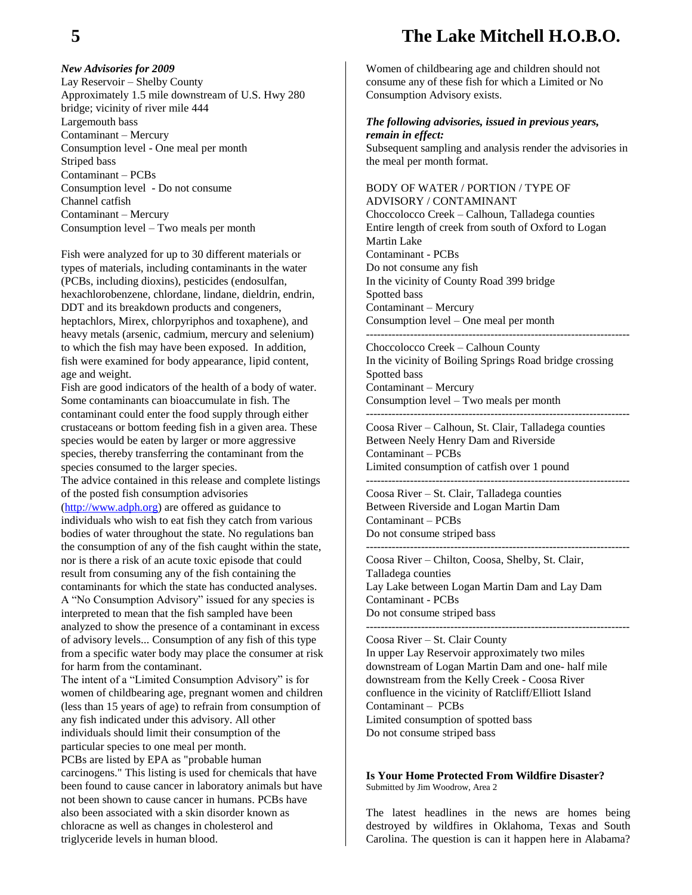***New Advisories for 2009***

Lay Reservoir – Shelby County
Approximately 1.5 mile downstream of U.S. Hwy 280 bridge; vicinity of river mile 444
Largemouth bass
Contaminant – Mercury
Consumption level - One meal per month
Striped bass
Contaminant – PCBs
Consumption level - Do not consume
Channel catfish
Contaminant – Mercury
Consumption level – Two meals per month

Fish were analyzed for up to 30 different materials or types of materials, including contaminants in the water (PCBs, including dioxins), pesticides (endosulfan, hexachlorobenzene, chlordane, lindane, dieldrin, endrin, DDT and its breakdown products and congeners, heptachlors, Mirex, chlorpyriphos and toxaphene), and heavy metals (arsenic, cadmium, mercury and selenium) to which the fish may have been exposed. In addition, fish were examined for body appearance, lipid content, age and weight.

Fish are good indicators of the health of a body of water. Some contaminants can bioaccumulate in fish. The contaminant could enter the food supply through either crustaceans or bottom feeding fish in a given area. These species would be eaten by larger or more aggressive species, thereby transferring the contaminant from the species consumed to the larger species.

The advice contained in this release and complete listings of the posted fish consumption advisories (http://www.adph.org) are offered as guidance to individuals who wish to eat fish they catch from various bodies of water throughout the state. No regulations ban the consumption of any of the fish caught within the state, nor is there a risk of an acute toxic episode that could result from consuming any of the fish containing the contaminants for which the state has conducted analyses.

A "No Consumption Advisory" issued for any species is interpreted to mean that the fish sampled have been analyzed to show the presence of a contaminant in excess of advisory levels... Consumption of any fish of this type from a specific water body may place the consumer at risk for harm from the contaminant.

The intent of a "Limited Consumption Advisory" is for women of childbearing age, pregnant women and children (less than 15 years of age) to refrain from consumption of any fish indicated under this advisory. All other individuals should limit their consumption of the particular species to one meal per month.

PCBs are listed by EPA as "probable human carcinogens." This listing is used for chemicals that have been found to cause cancer in laboratory animals but have not been shown to cause cancer in humans. PCBs have also been associated with a skin disorder known as chloracne as well as changes in cholesterol and triglyceride levels in human blood.

Women of childbearing age and children should not consume any of these fish for which a Limited or No Consumption Advisory exists.

***The following advisories, issued in previous years, remain in effect:***

Subsequent sampling and analysis render the advisories in the meal per month format.

BODY OF WATER / PORTION / TYPE OF ADVISORY / CONTAMINANT

Choccolocco Creek – Calhoun, Talladega counties
Entire length of creek from south of Oxford to Logan Martin Lake
Contaminant - PCBs
Do not consume any fish
In the vicinity of County Road 399 bridge
Spotted bass
Contaminant – Mercury
Consumption level – One meal per month

---

Choccolocco Creek – Calhoun County
In the vicinity of Boiling Springs Road bridge crossing
Spotted bass
Contaminant – Mercury
Consumption level – Two meals per month

---

Coosa River – Calhoun, St. Clair, Talladega counties
Between Neely Henry Dam and Riverside
Contaminant – PCBs
Limited consumption of catfish over 1 pound

---

Coosa River – St. Clair, Talladega counties
Between Riverside and Logan Martin Dam
Contaminant – PCBs
Do not consume striped bass

---

Coosa River – Chilton, Coosa, Shelby, St. Clair, Talladega counties
Lay Lake between Logan Martin Dam and Lay Dam
Contaminant - PCBs
Do not consume striped bass

---

Coosa River – St. Clair County
In upper Lay Reservoir approximately two miles downstream of Logan Martin Dam and one- half mile downstream from the Kelly Creek - Coosa River confluence in the vicinity of Ratcliff/Elliott Island
Contaminant – PCBs
Limited consumption of spotted bass
Do not consume striped bass

**Is Your Home Protected From Wildfire Disaster?**

Submitted by Jim Woodrow, Area 2

The latest headlines in the news are homes being destroyed by wildfires in Oklahoma, Texas and South Carolina. The question is can it happen here in Alabama?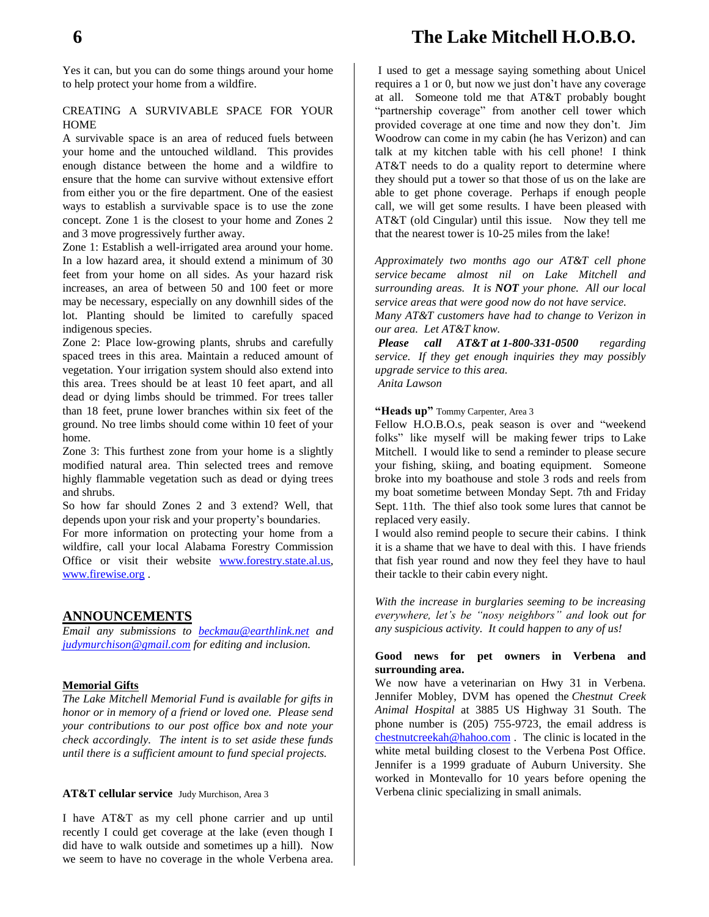Yes it can, but you can do some things around your home to help protect your home from a wildfire.

CREATING A SURVIVABLE SPACE FOR YOUR HOME

A survivable space is an area of reduced fuels between your home and the untouched wildland. This provides enough distance between the home and a wildfire to ensure that the home can survive without extensive effort from either you or the fire department. One of the easiest ways to establish a survivable space is to use the zone concept. Zone 1 is the closest to your home and Zones 2 and 3 move progressively further away.

Zone 1: Establish a well-irrigated area around your home. In a low hazard area, it should extend a minimum of 30 feet from your home on all sides. As your hazard risk increases, an area of between 50 and 100 feet or more may be necessary, especially on any downhill sides of the lot. Planting should be limited to carefully spaced indigenous species.

Zone 2: Place low-growing plants, shrubs and carefully spaced trees in this area. Maintain a reduced amount of vegetation. Your irrigation system should also extend into this area. Trees should be at least 10 feet apart, and all dead or dying limbs should be trimmed. For trees taller than 18 feet, prune lower branches within six feet of the ground. No tree limbs should come within 10 feet of your home.

Zone 3: This furthest zone from your home is a slightly modified natural area. Thin selected trees and remove highly flammable vegetation such as dead or dying trees and shrubs.

So how far should Zones 2 and 3 extend? Well, that depends upon your risk and your property's boundaries.

For more information on protecting your home from a wildfire, call your local Alabama Forestry Commission Office or visit their website www.forestry.state.al.us, www.firewise.org .

## ANNOUNCEMENTS

*Email any submissions to beckmau@earthlink.net and judymurchison@gmail.com for editing and inclusion.*

### Memorial Gifts

*The Lake Mitchell Memorial Fund is available for gifts in honor or in memory of a friend or loved one. Please send your contributions to our post office box and note your check accordingly. The intent is to set aside these funds until there is a sufficient amount to fund special projects.*

### AT&T cellular service

Judy Murchison, Area 3

I have AT&T as my cell phone carrier and up until recently I could get coverage at the lake (even though I did have to walk outside and sometimes up a hill). Now we seem to have no coverage in the whole Verbena area. I used to get a message saying something about Unicel requires a 1 or 0, but now we just don't have any coverage at all. Someone told me that AT&T probably bought "partnership coverage" from another cell tower which provided coverage at one time and now they don't. Jim Woodrow can come in my cabin (he has Verizon) and can talk at my kitchen table with his cell phone! I think AT&T needs to do a quality report to determine where they should put a tower so that those of us on the lake are able to get phone coverage. Perhaps if enough people call, we will get some results. I have been pleased with AT&T (old Cingular) until this issue. Now they tell me that the nearest tower is 10-25 miles from the lake!

*Approximately two months ago our AT&T cell phone service became almost nil on Lake Mitchell and surrounding areas. It is **NOT** your phone. All our local service areas that were good now do not have service.*

*Many AT&T customers have had to change to Verizon in our area. Let AT&T know.*

***Please call AT&T at 1-800-331-0500** regarding service. If they get enough inquiries they may possibly upgrade service to this area.*

*Anita Lawson*

### "Heads up"

Tommy Carpenter, Area 3

Fellow H.O.B.O.s, peak season is over and "weekend folks" like myself will be making fewer trips to Lake Mitchell. I would like to send a reminder to please secure your fishing, skiing, and boating equipment. Someone broke into my boathouse and stole 3 rods and reels from my boat sometime between Monday Sept. 7th and Friday Sept. 11th. The thief also took some lures that cannot be replaced very easily.

I would also remind people to secure their cabins. I think it is a shame that we have to deal with this. I have friends that fish year round and now they feel they have to haul their tackle to their cabin every night.

*With the increase in burglaries seeming to be increasing everywhere, let's be "nosy neighbors" and look out for any suspicious activity. It could happen to any of us!*

### Good news for pet owners in Verbena and surrounding area.

We now have a veterinarian on Hwy 31 in Verbena. Jennifer Mobley, DVM has opened the *Chestnut Creek Animal Hospital* at 3885 US Highway 31 South. The phone number is (205) 755-9723, the email address is chestnutcreekah@hahoo.com . The clinic is located in the white metal building closest to the Verbena Post Office. Jennifer is a 1999 graduate of Auburn University. She worked in Montevallo for 10 years before opening the Verbena clinic specializing in small animals.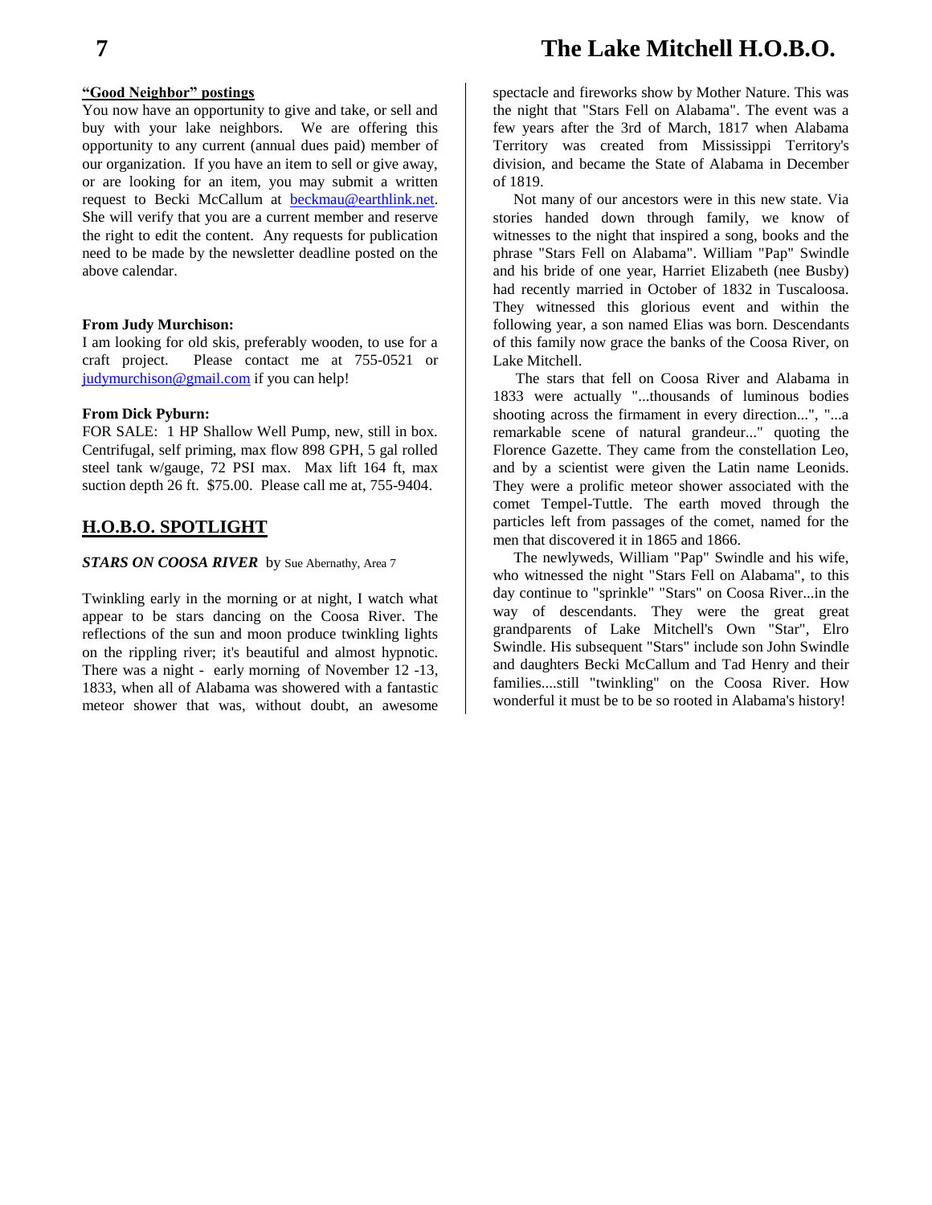**"Good Neighbor" postings**

You now have an opportunity to give and take, or sell and buy with your lake neighbors. We are offering this opportunity to any current (annual dues paid) member of our organization. If you have an item to sell or give away, or are looking for an item, you may submit a written request to Becki McCallum at beckmau@earthlink.net. She will verify that you are a current member and reserve the right to edit the content. Any requests for publication need to be made by the newsletter deadline posted on the above calendar.

**From Judy Murchison:**

I am looking for old skis, preferably wooden, to use for a craft project. Please contact me at 755-0521 or judymurchison@gmail.com if you can help!

**From Dick Pyburn:**

FOR SALE: 1 HP Shallow Well Pump, new, still in box. Centrifugal, self priming, max flow 898 GPH, 5 gal rolled steel tank w/gauge, 72 PSI max. Max lift 164 ft, max suction depth 26 ft. $75.00. Please call me at, 755-9404.

## H.O.B.O. SPOTLIGHT

***STARS ON COOSA RIVER*** by Sue Abernathy, Area 7

Twinkling early in the morning or at night, I watch what appear to be stars dancing on the Coosa River. The reflections of the sun and moon produce twinkling lights on the rippling river; it's beautiful and almost hypnotic. There was a night - early morning of November 12 -13, 1833, when all of Alabama was showered with a fantastic meteor shower that was, without doubt, an awesome spectacle and fireworks show by Mother Nature. This was the night that "Stars Fell on Alabama". The event was a few years after the 3rd of March, 1817 when Alabama Territory was created from Mississippi Territory's division, and became the State of Alabama in December of 1819.

Not many of our ancestors were in this new state. Via stories handed down through family, we know of witnesses to the night that inspired a song, books and the phrase "Stars Fell on Alabama". William "Pap" Swindle and his bride of one year, Harriet Elizabeth (nee Busby) had recently married in October of 1832 in Tuscaloosa. They witnessed this glorious event and within the following year, a son named Elias was born. Descendants of this family now grace the banks of the Coosa River, on Lake Mitchell.

The stars that fell on Coosa River and Alabama in 1833 were actually "...thousands of luminous bodies shooting across the firmament in every direction...", "...a remarkable scene of natural grandeur..." quoting the Florence Gazette. They came from the constellation Leo, and by a scientist were given the Latin name Leonids. They were a prolific meteor shower associated with the comet Tempel-Tuttle. The earth moved through the particles left from passages of the comet, named for the men that discovered it in 1865 and 1866.

The newlyweds, William "Pap" Swindle and his wife, who witnessed the night "Stars Fell on Alabama", to this day continue to "sprinkle" "Stars" on Coosa River...in the way of descendants. They were the great great grandparents of Lake Mitchell's Own "Star", Elro Swindle. His subsequent "Stars" include son John Swindle and daughters Becki McCallum and Tad Henry and their families....still "twinkling" on the Coosa River. How wonderful it must be to be so rooted in Alabama's history!